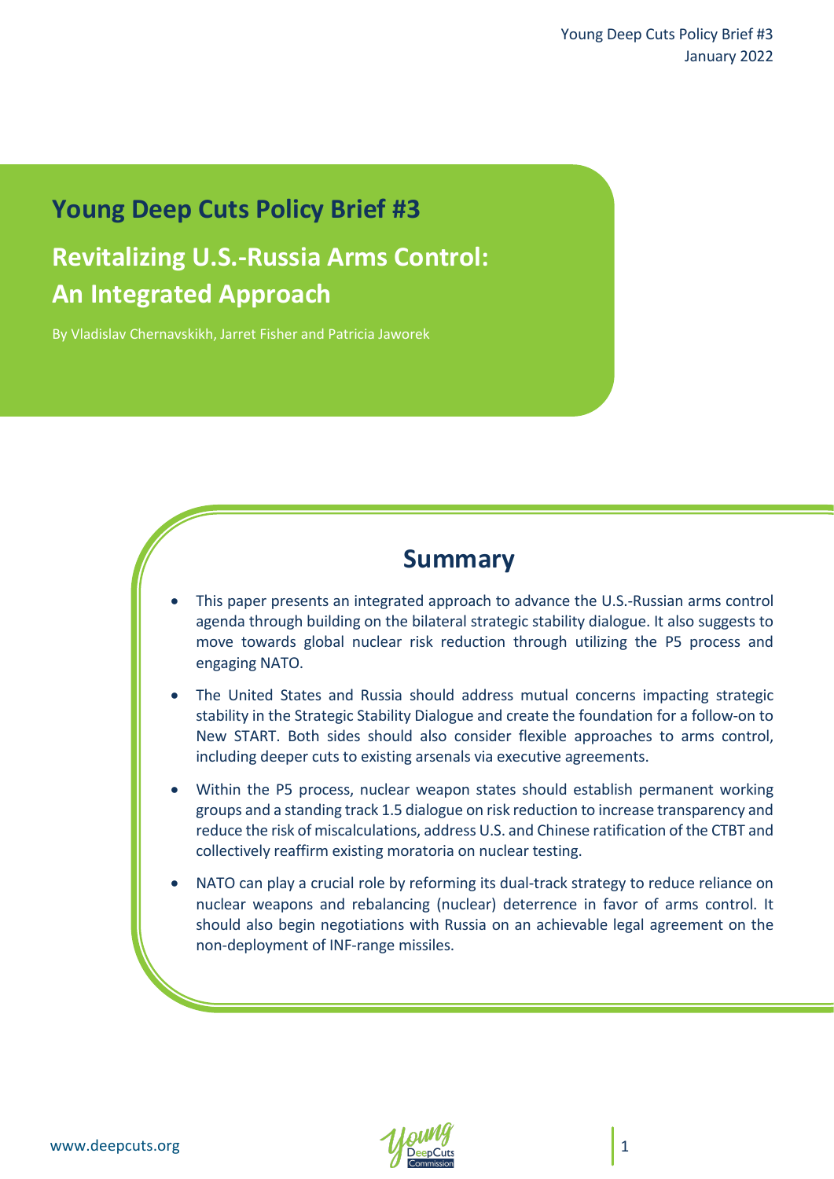# Young Deep Cuts Policy Brief #3

## Revitalizing U.S.-Russia Arms Control: An Integrated Approach

By Vladislav Chernavskikh, Jarret Fisher and Patricia Jaworek

## Summary

- This paper presents an integrated approach to advance the U.S.-Russian arms control agenda through building on the bilateral strategic stability dialogue. It also suggests to move towards global nuclear risk reduction through utilizing the P5 process and engaging NATO.
- The United States and Russia should address mutual concerns impacting strategic stability in the Strategic Stability Dialogue and create the foundation for a follow-on to New START. Both sides should also consider flexible approaches to arms control, including deeper cuts to existing arsenals via executive agreements.
- Within the P5 process, nuclear weapon states should establish permanent working groups and a standing track 1.5 dialogue on risk reduction to increase transparency and reduce the risk of miscalculations, address U.S. and Chinese ratification of the CTBT and collectively reaffirm existing moratoria on nuclear testing.
- NATO can play a crucial role by reforming its dual-track strategy to reduce reliance on nuclear weapons and rebalancing (nuclear) deterrence in favor of arms control. It should also begin negotiations with Russia on an achievable legal agreement on the non-deployment of INF-range missiles.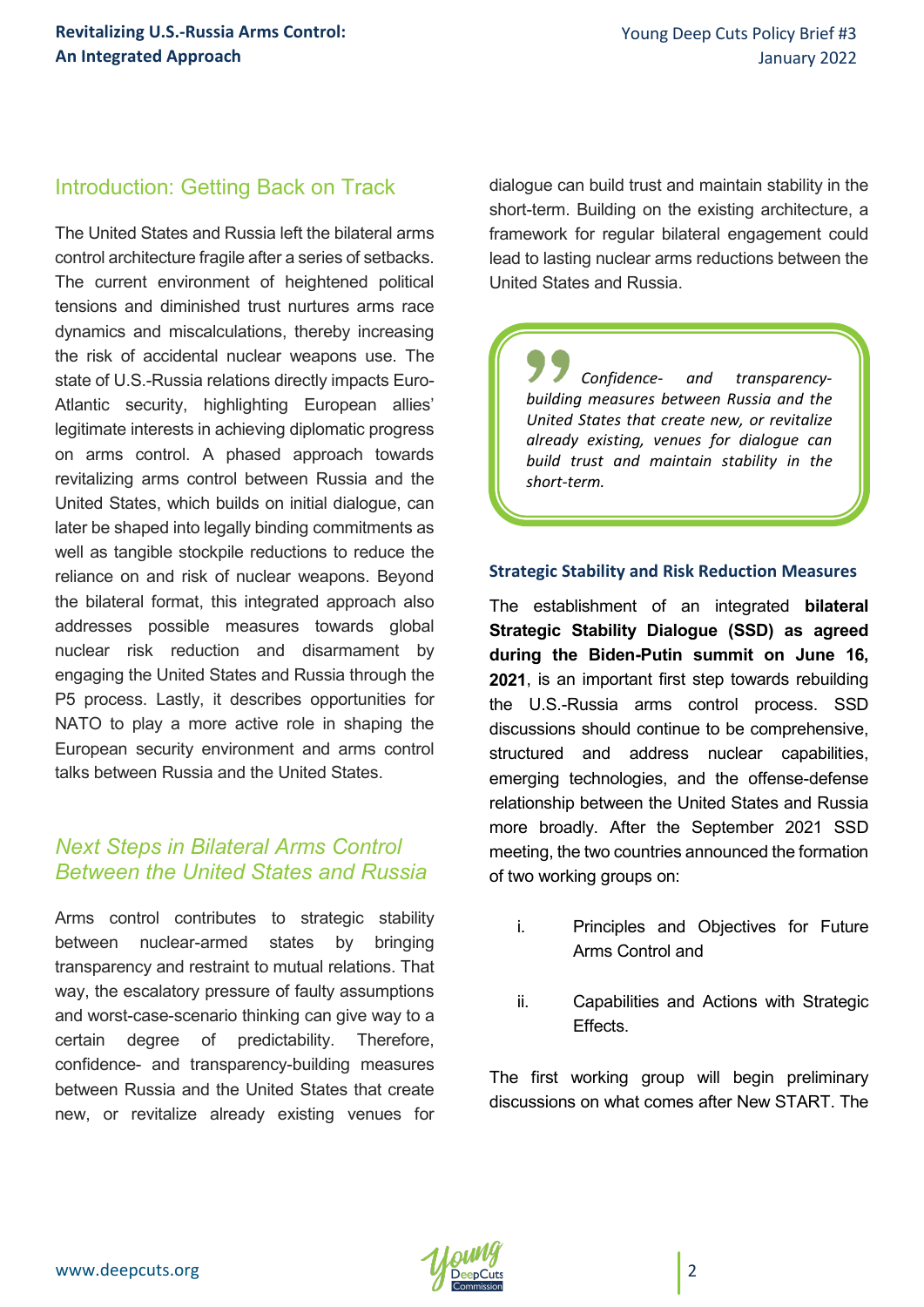## Introduction: Getting Back on Track

The United States and Russia left the bilateral arms control architecture fragile after a series of setbacks. The current environment of heightened political tensions and diminished trust nurtures arms race dynamics and miscalculations, thereby increasing the risk of accidental nuclear weapons use. The state of U.S.-Russia relations directly impacts Euro-Atlantic security, highlighting European allies' legitimate interests in achieving diplomatic progress on arms control. A phased approach towards revitalizing arms control between Russia and the United States, which builds on initial dialogue, can later be shaped into legally binding commitments as well as tangible stockpile reductions to reduce the reliance on and risk of nuclear weapons. Beyond the bilateral format, this integrated approach also addresses possible measures towards global nuclear risk reduction and disarmament by engaging the United States and Russia through the P5 process. Lastly, it describes opportunities for NATO to play a more active role in shaping the European security environment and arms control talks between Russia and the United States.

## *Next Steps in Bilateral Arms Control Between the United States and Russia*

Arms control contributes to strategic stability between nuclear-armed states by bringing transparency and restraint to mutual relations. That way, the escalatory pressure of faulty assumptions and worst-case-scenario thinking can give way to a certain degree of predictability. Therefore, confidence- and transparency-building measures between Russia and the United States that create new, or revitalize already existing venues for dialogue can build trust and maintain stability in the short-term. Building on the existing architecture, a framework for regular bilateral engagement could lead to lasting nuclear arms reductions between the United States and Russia.

> *Confidence- and transparency-building measures between Russia and the United States that create new, or revitalize already existing, venues for dialogue can build trust and maintain stability in the short-term.*

### Strategic Stability and Risk Reduction Measures

The establishment of an integrated **bilateral Strategic Stability Dialogue (SSD) as agreed during the Biden-Putin summit on June 16, 2021**, is an important first step towards rebuilding the U.S.-Russia arms control process. SSD discussions should continue to be comprehensive, structured and address nuclear capabilities, emerging technologies, and the offense-defense relationship between the United States and Russia more broadly. After the September 2021 SSD meeting, the two countries announced the formation of two working groups on:

i. Principles and Objectives for Future Arms Control and

ii. Capabilities and Actions with Strategic Effects.

The first working group will begin preliminary discussions on what comes after New START. The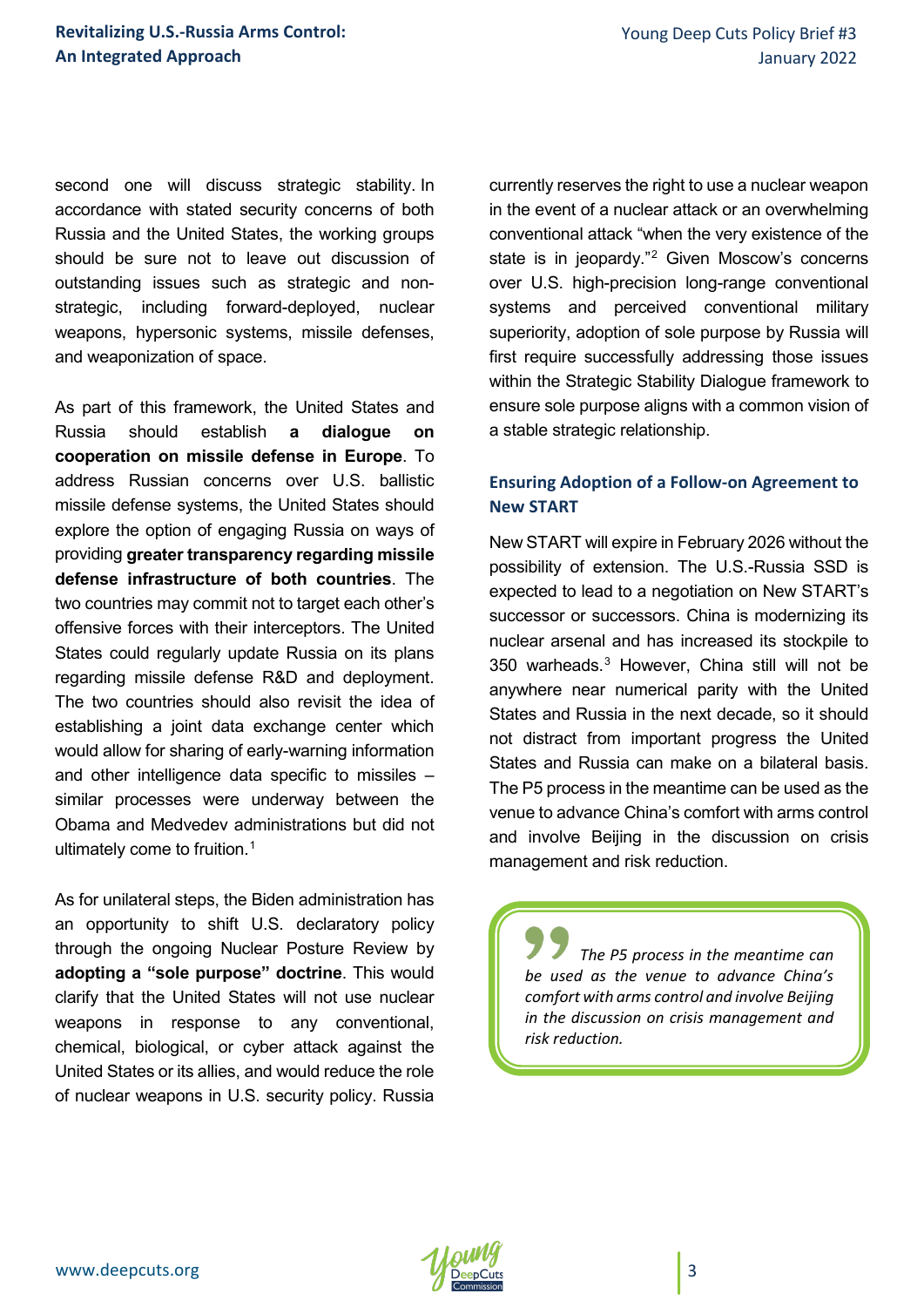second one will discuss strategic stability. In accordance with stated security concerns of both Russia and the United States, the working groups should be sure not to leave out discussion of outstanding issues such as strategic and non-strategic, including forward-deployed, nuclear weapons, hypersonic systems, missile defenses, and weaponization of space.

As part of this framework, the United States and Russia should establish **a dialogue on cooperation on missile defense in Europe**. To address Russian concerns over U.S. ballistic missile defense systems, the United States should explore the option of engaging Russia on ways of providing **greater transparency regarding missile defense infrastructure of both countries**. The two countries may commit not to target each other's offensive forces with their interceptors. The United States could regularly update Russia on its plans regarding missile defense R&D and deployment. The two countries should also revisit the idea of establishing a joint data exchange center which would allow for sharing of early-warning information and other intelligence data specific to missiles – similar processes were underway between the Obama and Medvedev administrations but did not ultimately come to fruition.[1]

As for unilateral steps, the Biden administration has an opportunity to shift U.S. declaratory policy through the ongoing Nuclear Posture Review by **adopting a "sole purpose" doctrine**. This would clarify that the United States will not use nuclear weapons in response to any conventional, chemical, biological, or cyber attack against the United States or its allies, and would reduce the role of nuclear weapons in U.S. security policy. Russia currently reserves the right to use a nuclear weapon in the event of a nuclear attack or an overwhelming conventional attack "when the very existence of the state is in jeopardy."[2] Given Moscow's concerns over U.S. high-precision long-range conventional systems and perceived conventional military superiority, adoption of sole purpose by Russia will first require successfully addressing those issues within the Strategic Stability Dialogue framework to ensure sole purpose aligns with a common vision of a stable strategic relationship.

### Ensuring Adoption of a Follow-on Agreement to New START

New START will expire in February 2026 without the possibility of extension. The U.S.-Russia SSD is expected to lead to a negotiation on New START's successor or successors. China is modernizing its nuclear arsenal and has increased its stockpile to 350 warheads.[3] However, China still will not be anywhere near numerical parity with the United States and Russia in the next decade, so it should not distract from important progress the United States and Russia can make on a bilateral basis. The P5 process in the meantime can be used as the venue to advance China's comfort with arms control and involve Beijing in the discussion on crisis management and risk reduction.

> *The P5 process in the meantime can be used as the venue to advance China's comfort with arms control and involve Beijing in the discussion on crisis management and risk reduction.*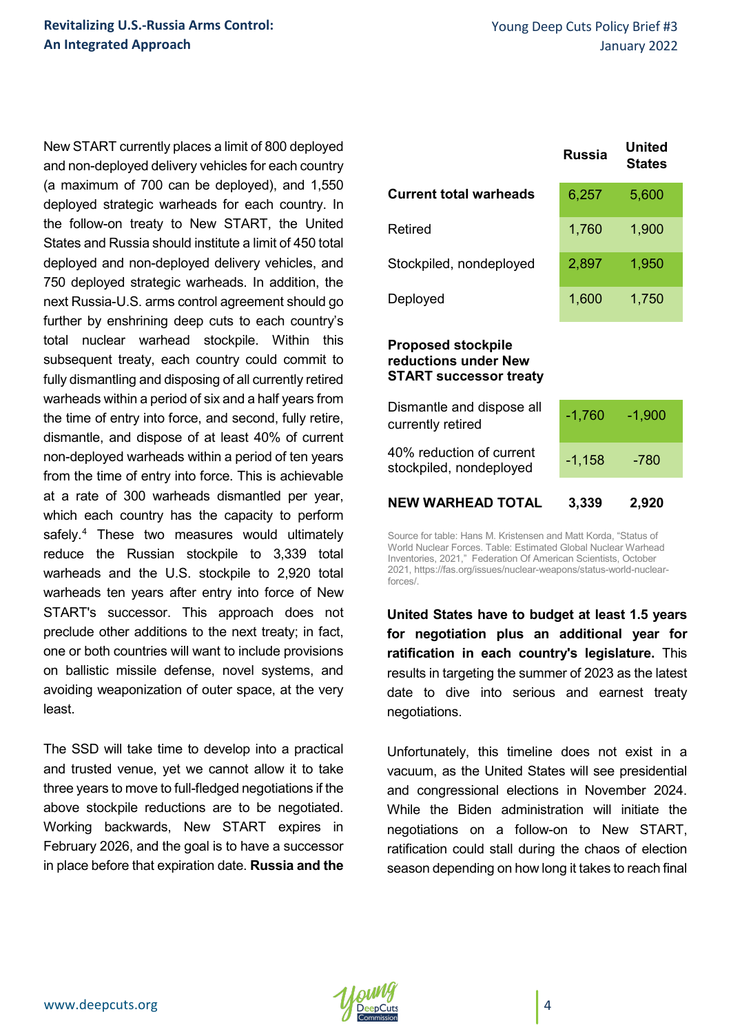New START currently places a limit of 800 deployed and non-deployed delivery vehicles for each country (a maximum of 700 can be deployed), and 1,550 deployed strategic warheads for each country. In the follow-on treaty to New START, the United States and Russia should institute a limit of 450 total deployed and non-deployed delivery vehicles, and 750 deployed strategic warheads. In addition, the next Russia-U.S. arms control agreement should go further by enshrining deep cuts to each country's total nuclear warhead stockpile. Within this subsequent treaty, each country could commit to fully dismantling and disposing of all currently retired warheads within a period of six and a half years from the time of entry into force, and second, fully retire, dismantle, and dispose of at least 40% of current non-deployed warheads within a period of ten years from the time of entry into force. This is achievable at a rate of 300 warheads dismantled per year, which each country has the capacity to perform safely.[4] These two measures would ultimately reduce the Russian stockpile to 3,339 total warheads and the U.S. stockpile to 2,920 total warheads ten years after entry into force of New START's successor. This approach does not preclude other additions to the next treaty; in fact, one or both countries will want to include provisions on ballistic missile defense, novel systems, and avoiding weaponization of outer space, at the very least.

The SSD will take time to develop into a practical and trusted venue, yet we cannot allow it to take three years to move to full-fledged negotiations if the above stockpile reductions are to be negotiated. Working backwards, New START expires in February 2026, and the goal is to have a successor in place before that expiration date. **Russia and the United States have to budget at least 1.5 years for negotiation plus an additional year for ratification in each country's legislature.** This results in targeting the summer of 2023 as the latest date to dive into serious and earnest treaty negotiations.

| | Russia | United States |
|---|---|---|
| **Current total warheads** | 6,257 | 5,600 |
| Retired | 1,760 | 1,900 |
| Stockpiled, nondeployed | 2,897 | 1,950 |
| Deployed | 1,600 | 1,750 |
| **Proposed stockpile reductions under New START successor treaty** | | |
| Dismantle and dispose all currently retired | -1,760 | -1,900 |
| 40% reduction of current stockpiled, nondeployed | -1,158 | -780 |
| **NEW WARHEAD TOTAL** | **3,339** | **2,920** |

Source for table: Hans M. Kristensen and Matt Korda, "Status of World Nuclear Forces. Table: Estimated Global Nuclear Warhead Inventories, 2021," Federation Of American Scientists, October 2021, https://fas.org/issues/nuclear-weapons/status-world-nuclear-forces/.

Unfortunately, this timeline does not exist in a vacuum, as the United States will see presidential and congressional elections in November 2024. While the Biden administration will initiate the negotiations on a follow-on to New START, ratification could stall during the chaos of election season depending on how long it takes to reach final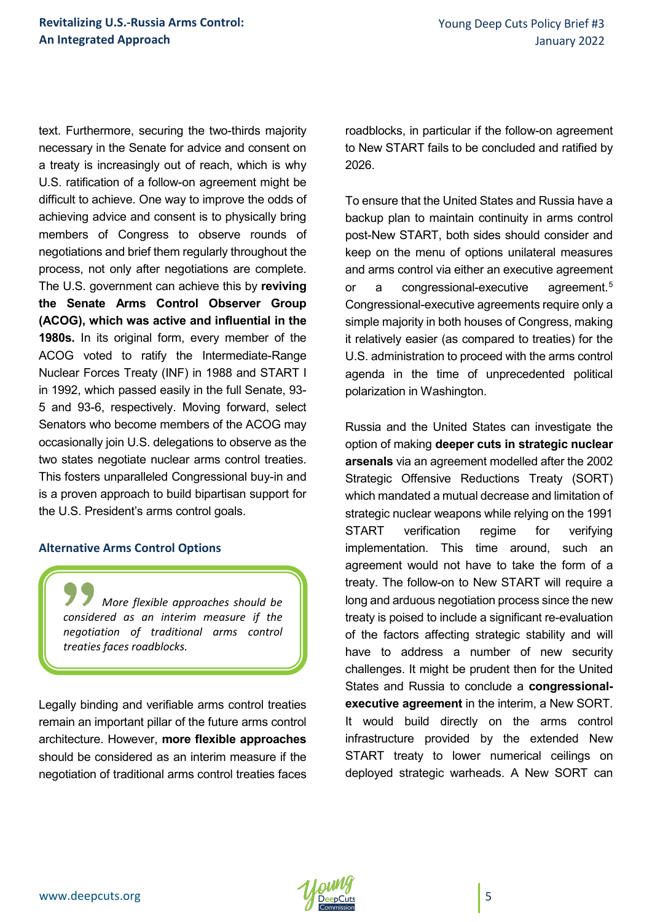text. Furthermore, securing the two-thirds majority necessary in the Senate for advice and consent on a treaty is increasingly out of reach, which is why U.S. ratification of a follow-on agreement might be difficult to achieve. One way to improve the odds of achieving advice and consent is to physically bring members of Congress to observe rounds of negotiations and brief them regularly throughout the process, not only after negotiations are complete. The U.S. government can achieve this by **reviving the Senate Arms Control Observer Group (ACOG), which was active and influential in the 1980s.** In its original form, every member of the ACOG voted to ratify the Intermediate-Range Nuclear Forces Treaty (INF) in 1988 and START I in 1992, which passed easily in the full Senate, 93-5 and 93-6, respectively. Moving forward, select Senators who become members of the ACOG may occasionally join U.S. delegations to observe as the two states negotiate nuclear arms control treaties. This fosters unparalleled Congressional buy-in and is a proven approach to build bipartisan support for the U.S. President's arms control goals.

### Alternative Arms Control Options

> *More flexible approaches should be considered as an interim measure if the negotiation of traditional arms control treaties faces roadblocks.*

Legally binding and verifiable arms control treaties remain an important pillar of the future arms control architecture. However, **more flexible approaches** should be considered as an interim measure if the negotiation of traditional arms control treaties faces roadblocks, in particular if the follow-on agreement to New START fails to be concluded and ratified by 2026.

To ensure that the United States and Russia have a backup plan to maintain continuity in arms control post-New START, both sides should consider and keep on the menu of options unilateral measures and arms control via either an executive agreement or a congressional-executive agreement.[5] Congressional-executive agreements require only a simple majority in both houses of Congress, making it relatively easier (as compared to treaties) for the U.S. administration to proceed with the arms control agenda in the time of unprecedented political polarization in Washington.

Russia and the United States can investigate the option of making **deeper cuts in strategic nuclear arsenals** via an agreement modelled after the 2002 Strategic Offensive Reductions Treaty (SORT) which mandated a mutual decrease and limitation of strategic nuclear weapons while relying on the 1991 START verification regime for verifying implementation. This time around, such an agreement would not have to take the form of a treaty. The follow-on to New START will require a long and arduous negotiation process since the new treaty is poised to include a significant re-evaluation of the factors affecting strategic stability and will have to address a number of new security challenges. It might be prudent then for the United States and Russia to conclude a **congressional-executive agreement** in the interim, a New SORT. It would build directly on the arms control infrastructure provided by the extended New START treaty to lower numerical ceilings on deployed strategic warheads. A New SORT can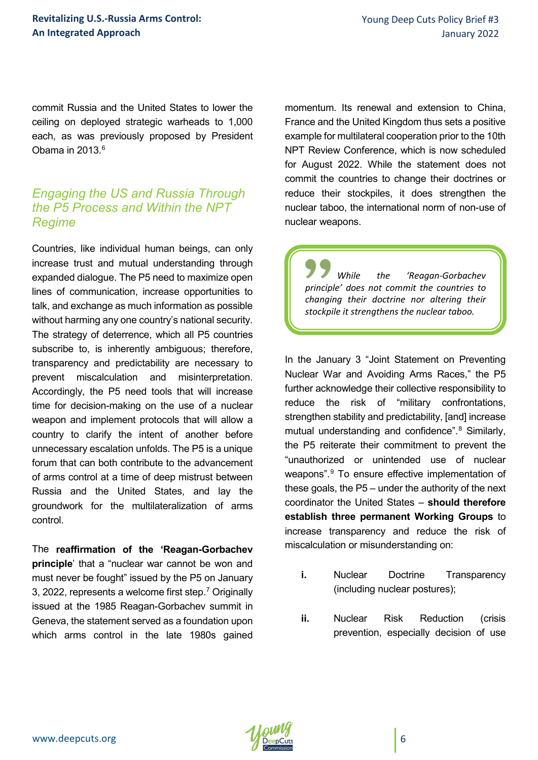commit Russia and the United States to lower the ceiling on deployed strategic warheads to 1,000 each, as was previously proposed by President Obama in 2013.[6]

## *Engaging the US and Russia Through the P5 Process and Within the NPT Regime*

Countries, like individual human beings, can only increase trust and mutual understanding through expanded dialogue. The P5 need to maximize open lines of communication, increase opportunities to talk, and exchange as much information as possible without harming any one country's national security. The strategy of deterrence, which all P5 countries subscribe to, is inherently ambiguous; therefore, transparency and predictability are necessary to prevent miscalculation and misinterpretation. Accordingly, the P5 need tools that will increase time for decision-making on the use of a nuclear weapon and implement protocols that will allow a country to clarify the intent of another before unnecessary escalation unfolds. The P5 is a unique forum that can both contribute to the advancement of arms control at a time of deep mistrust between Russia and the United States, and lay the groundwork for the multilateralization of arms control.

The **reaffirmation of the 'Reagan-Gorbachev principle**' that a "nuclear war cannot be won and must never be fought" issued by the P5 on January 3, 2022, represents a welcome first step.[7] Originally issued at the 1985 Reagan-Gorbachev summit in Geneva, the statement served as a foundation upon which arms control in the late 1980s gained momentum. Its renewal and extension to China, France and the United Kingdom thus sets a positive example for multilateral cooperation prior to the 10th NPT Review Conference, which is now scheduled for August 2022. While the statement does not commit the countries to change their doctrines or reduce their stockpiles, it does strengthen the nuclear taboo, the international norm of non-use of nuclear weapons.

> *While the 'Reagan-Gorbachev principle' does not commit the countries to changing their doctrine nor altering their stockpile it strengthens the nuclear taboo.*

In the January 3 "Joint Statement on Preventing Nuclear War and Avoiding Arms Races," the P5 further acknowledge their collective responsibility to reduce the risk of "military confrontations, strengthen stability and predictability, [and] increase mutual understanding and confidence".[8] Similarly, the P5 reiterate their commitment to prevent the "unauthorized or unintended use of nuclear weapons".[9] To ensure effective implementation of these goals, the P5 – under the authority of the next coordinator the United States – **should therefore establish three permanent Working Groups** to increase transparency and reduce the risk of miscalculation or misunderstanding on:

i. Nuclear Doctrine Transparency (including nuclear postures);

ii. Nuclear Risk Reduction (crisis prevention, especially decision of use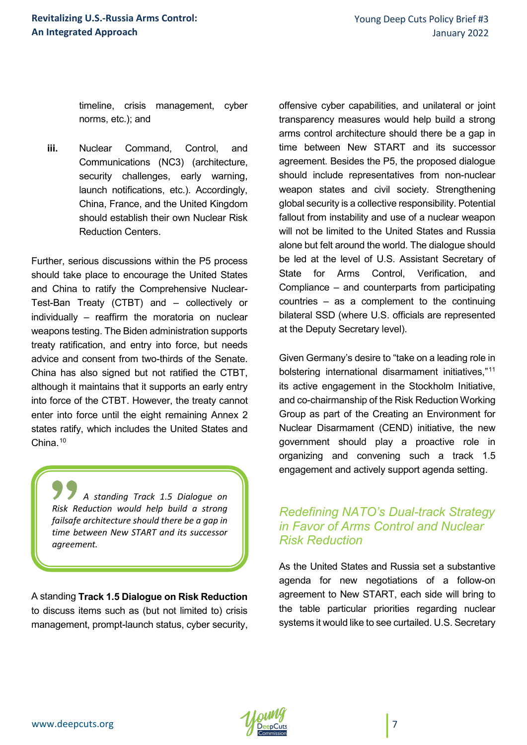timeline, crisis management, cyber norms, etc.); and

iii. Nuclear Command, Control, and Communications (NC3) (architecture, security challenges, early warning, launch notifications, etc.). Accordingly, China, France, and the United Kingdom should establish their own Nuclear Risk Reduction Centers.

Further, serious discussions within the P5 process should take place to encourage the United States and China to ratify the Comprehensive Nuclear-Test-Ban Treaty (CTBT) and – collectively or individually – reaffirm the moratoria on nuclear weapons testing. The Biden administration supports treaty ratification, and entry into force, but needs advice and consent from two-thirds of the Senate. China has also signed but not ratified the CTBT, although it maintains that it supports an early entry into force of the CTBT. However, the treaty cannot enter into force until the eight remaining Annex 2 states ratify, which includes the United States and China.[10]

> *A standing Track 1.5 Dialogue on Risk Reduction would help build a strong failsafe architecture should there be a gap in time between New START and its successor agreement.*

A standing **Track 1.5 Dialogue on Risk Reduction** to discuss items such as (but not limited to) crisis management, prompt-launch status, cyber security, offensive cyber capabilities, and unilateral or joint transparency measures would help build a strong arms control architecture should there be a gap in time between New START and its successor agreement. Besides the P5, the proposed dialogue should include representatives from non-nuclear weapon states and civil society. Strengthening global security is a collective responsibility. Potential fallout from instability and use of a nuclear weapon will not be limited to the United States and Russia alone but felt around the world. The dialogue should be led at the level of U.S. Assistant Secretary of State for Arms Control, Verification, and Compliance – and counterparts from participating countries – as a complement to the continuing bilateral SSD (where U.S. officials are represented at the Deputy Secretary level).

Given Germany's desire to "take on a leading role in bolstering international disarmament initiatives,"[11] its active engagement in the Stockholm Initiative, and co-chairmanship of the Risk Reduction Working Group as part of the Creating an Environment for Nuclear Disarmament (CEND) initiative, the new government should play a proactive role in organizing and convening such a track 1.5 engagement and actively support agenda setting.

## *Redefining NATO's Dual-track Strategy in Favor of Arms Control and Nuclear Risk Reduction*

As the United States and Russia set a substantive agenda for new negotiations of a follow-on agreement to New START, each side will bring to the table particular priorities regarding nuclear systems it would like to see curtailed. U.S. Secretary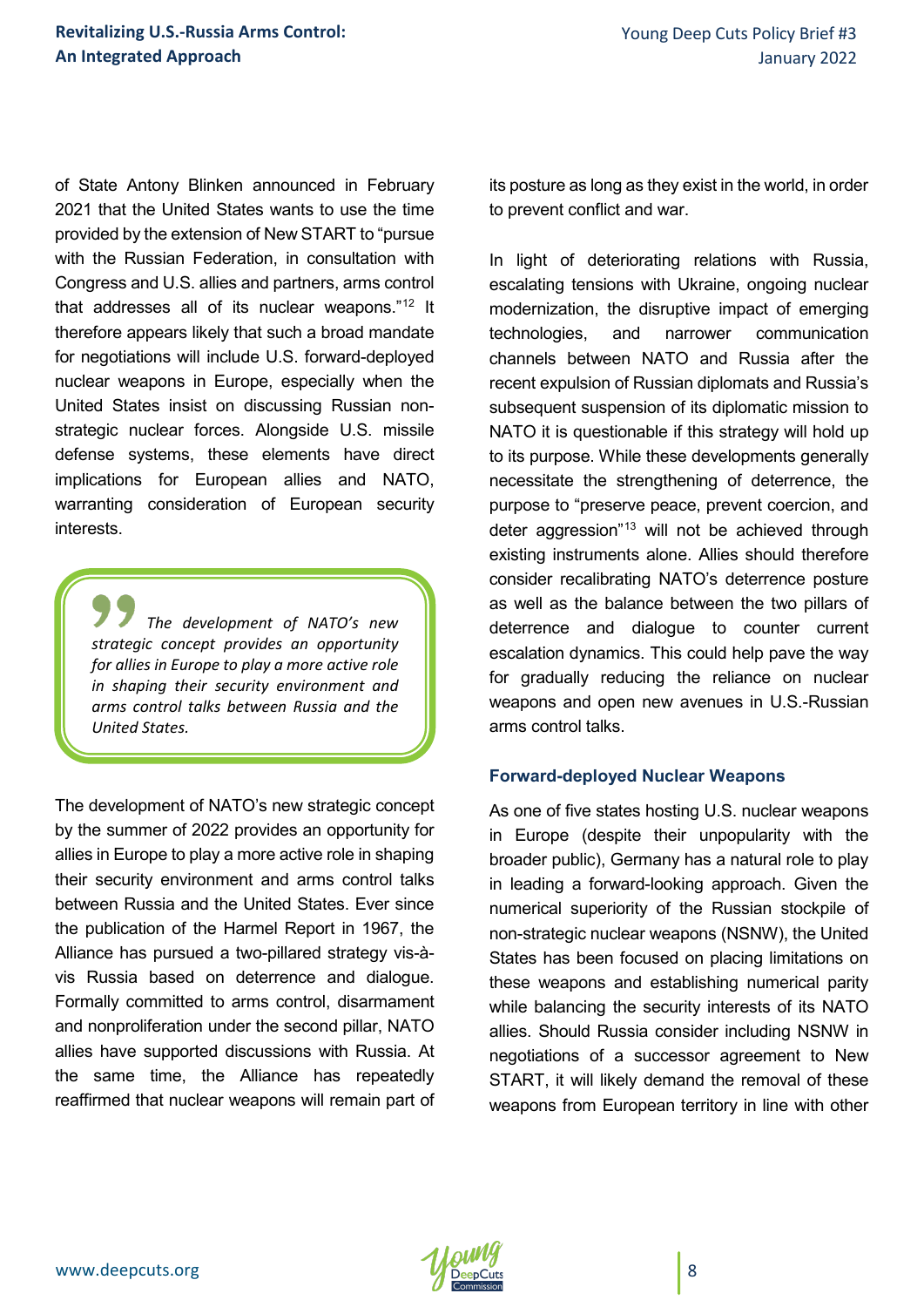of State Antony Blinken announced in February 2021 that the United States wants to use the time provided by the extension of New START to "pursue with the Russian Federation, in consultation with Congress and U.S. allies and partners, arms control that addresses all of its nuclear weapons."[12] It therefore appears likely that such a broad mandate for negotiations will include U.S. forward-deployed nuclear weapons in Europe, especially when the United States insist on discussing Russian non-strategic nuclear forces. Alongside U.S. missile defense systems, these elements have direct implications for European allies and NATO, warranting consideration of European security interests.

> *The development of NATO's new strategic concept provides an opportunity for allies in Europe to play a more active role in shaping their security environment and arms control talks between Russia and the United States.*

The development of NATO's new strategic concept by the summer of 2022 provides an opportunity for allies in Europe to play a more active role in shaping their security environment and arms control talks between Russia and the United States. Ever since the publication of the Harmel Report in 1967, the Alliance has pursued a two-pillared strategy vis-à-vis Russia based on deterrence and dialogue. Formally committed to arms control, disarmament and nonproliferation under the second pillar, NATO allies have supported discussions with Russia. At the same time, the Alliance has repeatedly reaffirmed that nuclear weapons will remain part of its posture as long as they exist in the world, in order to prevent conflict and war.

In light of deteriorating relations with Russia, escalating tensions with Ukraine, ongoing nuclear modernization, the disruptive impact of emerging technologies, and narrower communication channels between NATO and Russia after the recent expulsion of Russian diplomats and Russia's subsequent suspension of its diplomatic mission to NATO it is questionable if this strategy will hold up to its purpose. While these developments generally necessitate the strengthening of deterrence, the purpose to "preserve peace, prevent coercion, and deter aggression"[13] will not be achieved through existing instruments alone. Allies should therefore consider recalibrating NATO's deterrence posture as well as the balance between the two pillars of deterrence and dialogue to counter current escalation dynamics. This could help pave the way for gradually reducing the reliance on nuclear weapons and open new avenues in U.S.-Russian arms control talks.

### Forward-deployed Nuclear Weapons

As one of five states hosting U.S. nuclear weapons in Europe (despite their unpopularity with the broader public), Germany has a natural role to play in leading a forward-looking approach. Given the numerical superiority of the Russian stockpile of non-strategic nuclear weapons (NSNW), the United States has been focused on placing limitations on these weapons and establishing numerical parity while balancing the security interests of its NATO allies. Should Russia consider including NSNW in negotiations of a successor agreement to New START, it will likely demand the removal of these weapons from European territory in line with other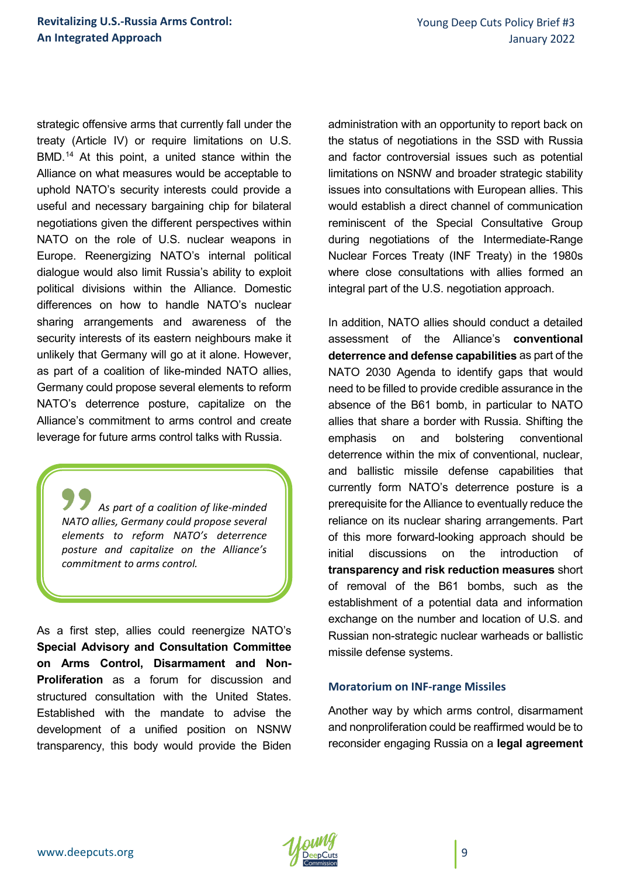strategic offensive arms that currently fall under the treaty (Article IV) or require limitations on U.S. BMD.[14] At this point, a united stance within the Alliance on what measures would be acceptable to uphold NATO's security interests could provide a useful and necessary bargaining chip for bilateral negotiations given the different perspectives within NATO on the role of U.S. nuclear weapons in Europe. Reenergizing NATO's internal political dialogue would also limit Russia's ability to exploit political divisions within the Alliance. Domestic differences on how to handle NATO's nuclear sharing arrangements and awareness of the security interests of its eastern neighbours make it unlikely that Germany will go at it alone. However, as part of a coalition of like-minded NATO allies, Germany could propose several elements to reform NATO's deterrence posture, capitalize on the Alliance's commitment to arms control and create leverage for future arms control talks with Russia.

> *As part of a coalition of like-minded NATO allies, Germany could propose several elements to reform NATO's deterrence posture and capitalize on the Alliance's commitment to arms control.*

As a first step, allies could reenergize NATO's **Special Advisory and Consultation Committee on Arms Control, Disarmament and Non-Proliferation** as a forum for discussion and structured consultation with the United States. Established with the mandate to advise the development of a unified position on NSNW transparency, this body would provide the Biden administration with an opportunity to report back on the status of negotiations in the SSD with Russia and factor controversial issues such as potential limitations on NSNW and broader strategic stability issues into consultations with European allies. This would establish a direct channel of communication reminiscent of the Special Consultative Group during negotiations of the Intermediate-Range Nuclear Forces Treaty (INF Treaty) in the 1980s where close consultations with allies formed an integral part of the U.S. negotiation approach.

In addition, NATO allies should conduct a detailed assessment of the Alliance's **conventional deterrence and defense capabilities** as part of the NATO 2030 Agenda to identify gaps that would need to be filled to provide credible assurance in the absence of the B61 bomb, in particular to NATO allies that share a border with Russia. Shifting the emphasis on and bolstering conventional deterrence within the mix of conventional, nuclear, and ballistic missile defense capabilities that currently form NATO's deterrence posture is a prerequisite for the Alliance to eventually reduce the reliance on its nuclear sharing arrangements. Part of this more forward-looking approach should be initial discussions on the introduction of **transparency and risk reduction measures** short of removal of the B61 bombs, such as the establishment of a potential data and information exchange on the number and location of U.S. and Russian non-strategic nuclear warheads or ballistic missile defense systems.

### Moratorium on INF-range Missiles

Another way by which arms control, disarmament and nonproliferation could be reaffirmed would be to reconsider engaging Russia on a **legal agreement**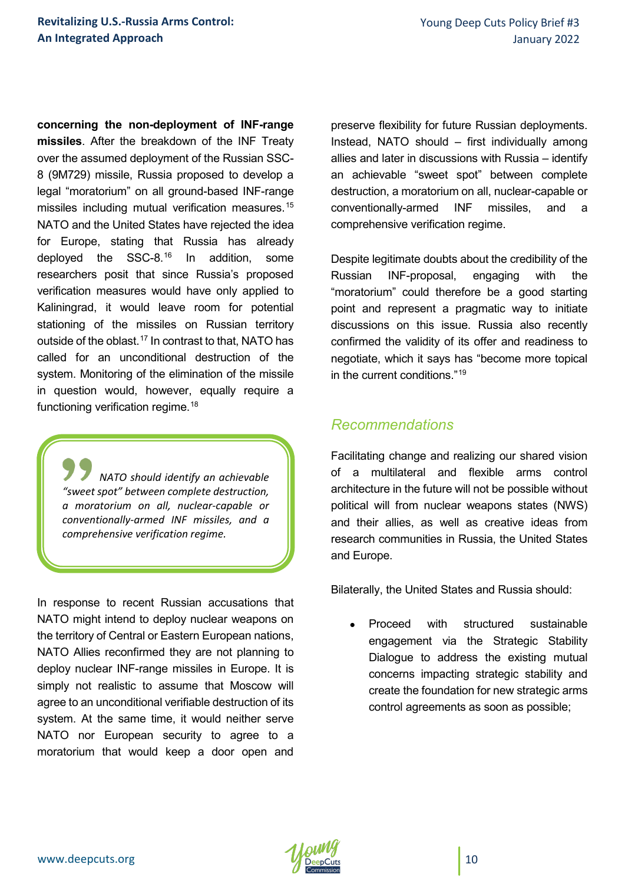**concerning the non-deployment of INF-range missiles**. After the breakdown of the INF Treaty over the assumed deployment of the Russian SSC-8 (9M729) missile, Russia proposed to develop a legal "moratorium" on all ground-based INF-range missiles including mutual verification measures.[15] NATO and the United States have rejected the idea for Europe, stating that Russia has already deployed the SSC-8.[16] In addition, some researchers posit that since Russia's proposed verification measures would have only applied to Kaliningrad, it would leave room for potential stationing of the missiles on Russian territory outside of the oblast.[17] In contrast to that, NATO has called for an unconditional destruction of the system. Monitoring of the elimination of the missile in question would, however, equally require a functioning verification regime.[18]

> *NATO should identify an achievable "sweet spot" between complete destruction, a moratorium on all, nuclear-capable or conventionally-armed INF missiles, and a comprehensive verification regime.*

In response to recent Russian accusations that NATO might intend to deploy nuclear weapons on the territory of Central or Eastern European nations, NATO Allies reconfirmed they are not planning to deploy nuclear INF-range missiles in Europe. It is simply not realistic to assume that Moscow will agree to an unconditional verifiable destruction of its system. At the same time, it would neither serve NATO nor European security to agree to a moratorium that would keep a door open and preserve flexibility for future Russian deployments. Instead, NATO should – first individually among allies and later in discussions with Russia – identify an achievable "sweet spot" between complete destruction, a moratorium on all, nuclear-capable or conventionally-armed INF missiles, and a comprehensive verification regime.

Despite legitimate doubts about the credibility of the Russian INF-proposal, engaging with the "moratorium" could therefore be a good starting point and represent a pragmatic way to initiate discussions on this issue. Russia also recently confirmed the validity of its offer and readiness to negotiate, which it says has "become more topical in the current conditions."[19]

## *Recommendations*

Facilitating change and realizing our shared vision of a multilateral and flexible arms control architecture in the future will not be possible without political will from nuclear weapons states (NWS) and their allies, as well as creative ideas from research communities in Russia, the United States and Europe.

Bilaterally, the United States and Russia should:

- Proceed with structured sustainable engagement via the Strategic Stability Dialogue to address the existing mutual concerns impacting strategic stability and create the foundation for new strategic arms control agreements as soon as possible;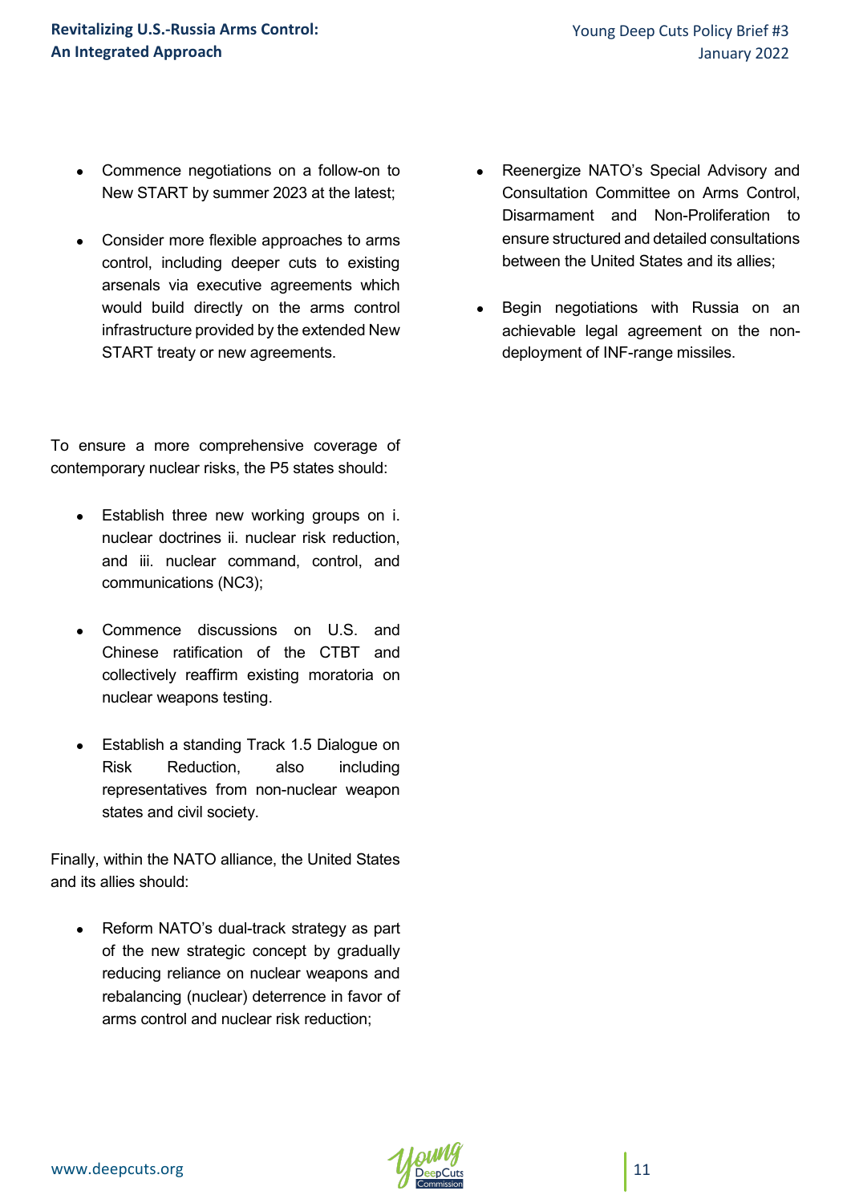- Commence negotiations on a follow-on to New START by summer 2023 at the latest;
- Consider more flexible approaches to arms control, including deeper cuts to existing arsenals via executive agreements which would build directly on the arms control infrastructure provided by the extended New START treaty or new agreements.

To ensure a more comprehensive coverage of contemporary nuclear risks, the P5 states should:

- Establish three new working groups on i. nuclear doctrines ii. nuclear risk reduction, and iii. nuclear command, control, and communications (NC3);
- Commence discussions on U.S. and Chinese ratification of the CTBT and collectively reaffirm existing moratoria on nuclear weapons testing.
- Establish a standing Track 1.5 Dialogue on Risk Reduction, also including representatives from non-nuclear weapon states and civil society.

Finally, within the NATO alliance, the United States and its allies should:

- Reform NATO's dual-track strategy as part of the new strategic concept by gradually reducing reliance on nuclear weapons and rebalancing (nuclear) deterrence in favor of arms control and nuclear risk reduction;
- Reenergize NATO's Special Advisory and Consultation Committee on Arms Control, Disarmament and Non-Proliferation to ensure structured and detailed consultations between the United States and its allies;
- Begin negotiations with Russia on an achievable legal agreement on the non-deployment of INF-range missiles.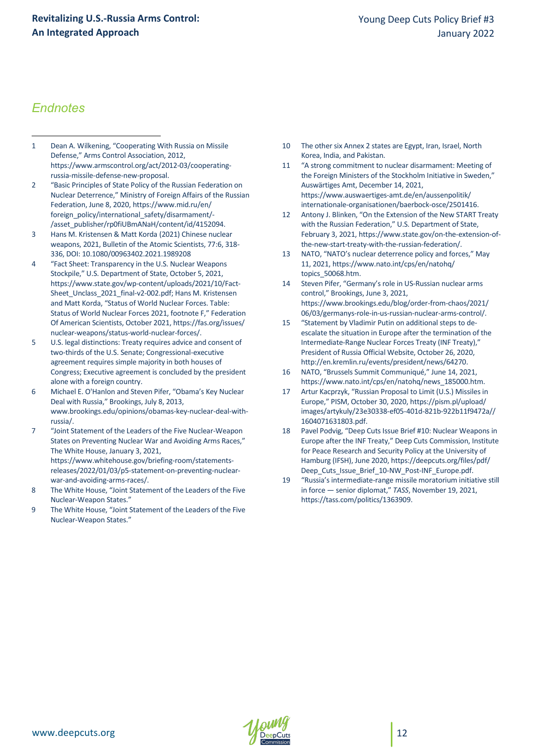## Endnotes

1. Dean A. Wilkening, “Cooperating With Russia on Missile Defense,” Arms Control Association, 2012, https://www.armscontrol.org/act/2012-03/cooperating-russia-missile-defense-new-proposal.
2. “Basic Principles of State Policy of the Russian Federation on Nuclear Deterrence,” Ministry of Foreign Affairs of the Russian Federation, June 8, 2020, https://www.mid.ru/en/foreign_policy/international_safety/disarmament/-/asset_publisher/rp0fiUBmANaH/content/id/4152094.
3. Hans M. Kristensen & Matt Korda (2021) Chinese nuclear weapons, 2021, Bulletin of the Atomic Scientists, 77:6, 318-336, DOI: 10.1080/00963402.2021.1989208
4. “Fact Sheet: Transparency in the U.S. Nuclear Weapons Stockpile,” U.S. Department of State, October 5, 2021, https://www.state.gov/wp-content/uploads/2021/10/Fact-Sheet_Unclass_2021_final-v2-002.pdf; Hans M. Kristensen and Matt Korda, “Status of World Nuclear Forces. Table: Status of World Nuclear Forces 2021, footnote F,” Federation Of American Scientists, October 2021, https://fas.org/issues/nuclear-weapons/status-world-nuclear-forces/.
5. U.S. legal distinctions: Treaty requires advice and consent of two-thirds of the U.S. Senate; Congressional-executive agreement requires simple majority in both houses of Congress; Executive agreement is concluded by the president alone with a foreign country.
6. Michael E. O'Hanlon and Steven Pifer, “Obama’s Key Nuclear Deal with Russia,” Brookings, July 8, 2013, www.brookings.edu/opinions/obamas-key-nuclear-deal-with-russia/.
7. “Joint Statement of the Leaders of the Five Nuclear-Weapon States on Preventing Nuclear War and Avoiding Arms Races,” The White House, January 3, 2021, https://www.whitehouse.gov/briefing-room/statements-releases/2022/01/03/p5-statement-on-preventing-nuclear-war-and-avoiding-arms-races/.
8. The White House, “Joint Statement of the Leaders of the Five Nuclear-Weapon States.”
9. The White House, “Joint Statement of the Leaders of the Five Nuclear-Weapon States.”
10. The other six Annex 2 states are Egypt, Iran, Israel, North Korea, India, and Pakistan.
11. “A strong commitment to nuclear disarmament: Meeting of the Foreign Ministers of the Stockholm Initiative in Sweden,” Auswärtiges Amt, December 14, 2021, https://www.auswaertiges-amt.de/en/aussenpolitik/internationale-organisationen/baerbock-osce/2501416.
12. Antony J. Blinken, “On the Extension of the New START Treaty with the Russian Federation,” U.S. Department of State, February 3, 2021, https://www.state.gov/on-the-extension-of-the-new-start-treaty-with-the-russian-federation/.
13. NATO, “NATO’s nuclear deterrence policy and forces,” May 11, 2021, https://www.nato.int/cps/en/natohq/topics_50068.htm.
14. Steven Pifer, “Germany’s role in US-Russian nuclear arms control,” Brookings, June 3, 2021, https://www.brookings.edu/blog/order-from-chaos/2021/06/03/germanys-role-in-us-russian-nuclear-arms-control/.
15. “Statement by Vladimir Putin on additional steps to de-escalate the situation in Europe after the termination of the Intermediate-Range Nuclear Forces Treaty (INF Treaty),” President of Russia Official Website, October 26, 2020, http://en.kremlin.ru/events/president/news/64270.
16. NATO, “Brussels Summit Communiqué,” June 14, 2021, https://www.nato.int/cps/en/natohq/news_185000.htm.
17. Artur Kacprzyk, “Russian Proposal to Limit (U.S.) Missiles in Europe,” PISM, October 30, 2020, https://pism.pl/upload/images/artykuly/23e30338-ef05-401d-821b-922b11f9472a//1604071631803.pdf.
18. Pavel Podvig, “Deep Cuts Issue Brief #10: Nuclear Weapons in Europe after the INF Treaty,” Deep Cuts Commission, Institute for Peace Research and Security Policy at the University of Hamburg (IFSH), June 2020, https://deepcuts.org/files/pdf/Deep_Cuts_Issue_Brief_10-NW_Post-INF_Europe.pdf.
19. “Russia’s intermediate-range missile moratorium initiative still in force — senior diplomat,” *TASS*, November 19, 2021, https://tass.com/politics/1363909.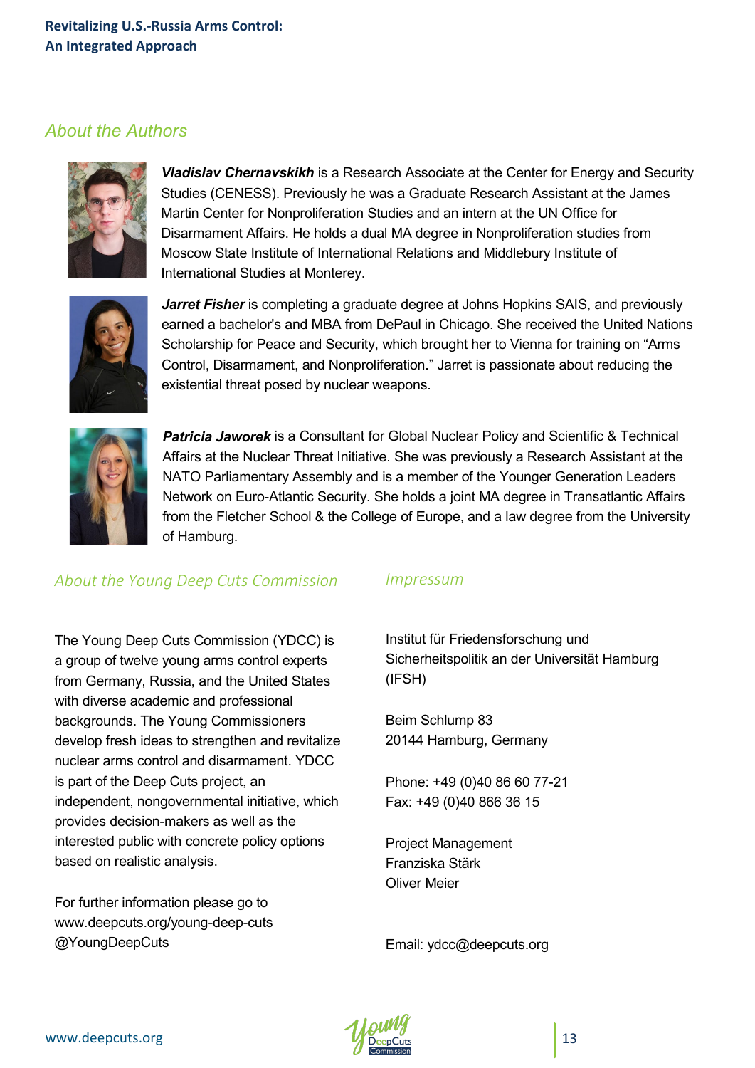## About the Authors

***Vladislav Chernavskikh*** is a Research Associate at the Center for Energy and Security Studies (CENESS). Previously he was a Graduate Research Assistant at the James Martin Center for Nonproliferation Studies and an intern at the UN Office for Disarmament Affairs. He holds a dual MA degree in Nonproliferation studies from Moscow State Institute of International Relations and Middlebury Institute of International Studies at Monterey.

***Jarret Fisher*** is completing a graduate degree at Johns Hopkins SAIS, and previously earned a bachelor's and MBA from DePaul in Chicago. She received the United Nations Scholarship for Peace and Security, which brought her to Vienna for training on "Arms Control, Disarmament, and Nonproliferation." Jarret is passionate about reducing the existential threat posed by nuclear weapons.

***Patricia Jaworek*** is a Consultant for Global Nuclear Policy and Scientific & Technical Affairs at the Nuclear Threat Initiative. She was previously a Research Assistant at the NATO Parliamentary Assembly and is a member of the Younger Generation Leaders Network on Euro-Atlantic Security. She holds a joint MA degree in Transatlantic Affairs from the Fletcher School & the College of Europe, and a law degree from the University of Hamburg.

## About the Young Deep Cuts Commission

The Young Deep Cuts Commission (YDCC) is a group of twelve young arms control experts from Germany, Russia, and the United States with diverse academic and professional backgrounds. The Young Commissioners develop fresh ideas to strengthen and revitalize nuclear arms control and disarmament. YDCC is part of the Deep Cuts project, an independent, nongovernmental initiative, which provides decision-makers as well as the interested public with concrete policy options based on realistic analysis.

For further information please go to
www.deepcuts.org/young-deep-cuts
@YoungDeepCuts

## Impressum

Institut für Friedensforschung und Sicherheitspolitik an der Universität Hamburg (IFSH)

Beim Schlump 83
20144 Hamburg, Germany

Phone: +49 (0)40 86 60 77-21
Fax: +49 (0)40 866 36 15

Project Management
Franziska Stärk
Oliver Meier

Email: ydcc@deepcuts.org